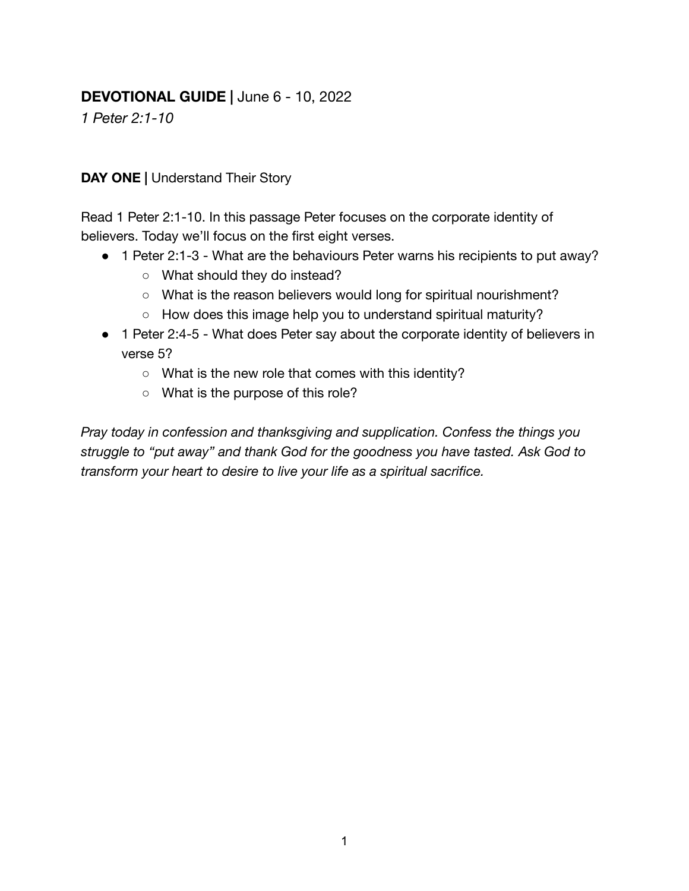**DEVOTIONAL GUIDE |** June 6 - 10, 2022

*1 Peter 2:1-10*

**DAY ONE |** Understand Their Story

Read 1 Peter 2:1-10. In this passage Peter focuses on the corporate identity of believers. Today we'll focus on the first eight verses.

- 1 Peter 2:1-3 - What are the behaviours Peter warns his recipients to put away?
  - What should they do instead?
  - What is the reason believers would long for spiritual nourishment?
  - How does this image help you to understand spiritual maturity?
- 1 Peter 2:4-5 - What does Peter say about the corporate identity of believers in verse 5?
  - What is the new role that comes with this identity?
  - What is the purpose of this role?

*Pray today in confession and thanksgiving and supplication. Confess the things you struggle to "put away" and thank God for the goodness you have tasted. Ask God to transform your heart to desire to live your life as a spiritual sacrifice.*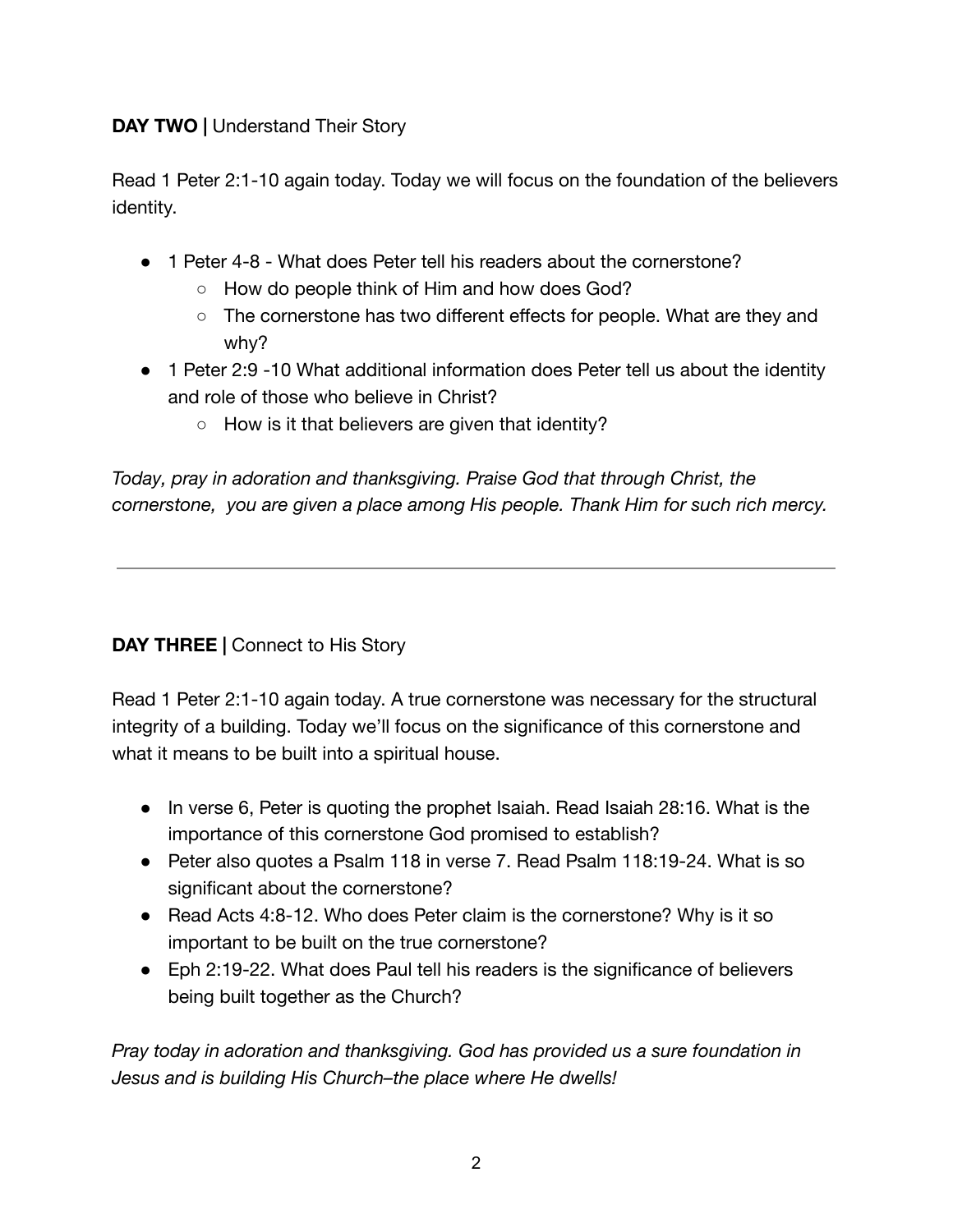**DAY TWO |** Understand Their Story

Read 1 Peter 2:1-10 again today. Today we will focus on the foundation of the believers identity.

- 1 Peter 4-8 - What does Peter tell his readers about the cornerstone?
    - How do people think of Him and how does God?
    - The cornerstone has two different effects for people. What are they and why?
- 1 Peter 2:9 -10 What additional information does Peter tell us about the identity and role of those who believe in Christ?
    - How is it that believers are given that identity?

*Today, pray in adoration and thanksgiving. Praise God that through Christ, the cornerstone, you are given a place among His people. Thank Him for such rich mercy.*

---

**DAY THREE |** Connect to His Story

Read 1 Peter 2:1-10 again today. A true cornerstone was necessary for the structural integrity of a building. Today we'll focus on the significance of this cornerstone and what it means to be built into a spiritual house.

- In verse 6, Peter is quoting the prophet Isaiah. Read Isaiah 28:16. What is the importance of this cornerstone God promised to establish?
- Peter also quotes a Psalm 118 in verse 7. Read Psalm 118:19-24. What is so significant about the cornerstone?
- Read Acts 4:8-12. Who does Peter claim is the cornerstone? Why is it so important to be built on the true cornerstone?
- Eph 2:19-22. What does Paul tell his readers is the significance of believers being built together as the Church?

*Pray today in adoration and thanksgiving. God has provided us a sure foundation in Jesus and is building His Church–the place where He dwells!*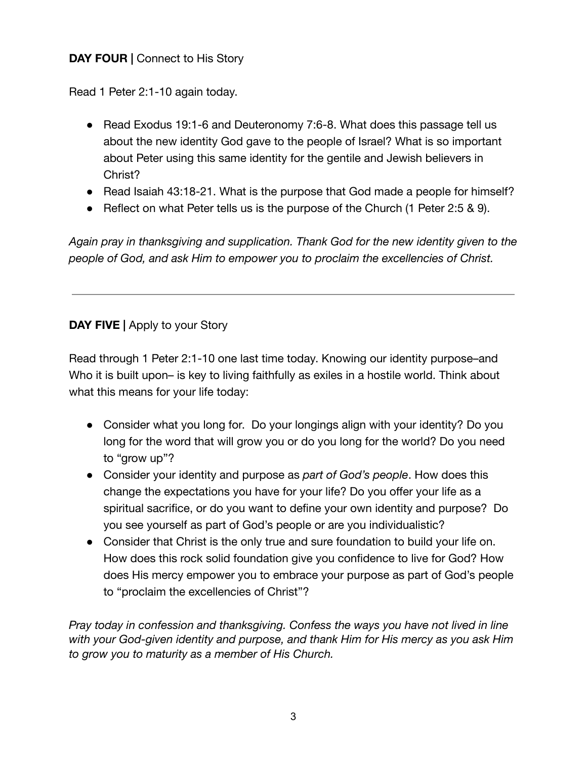**DAY FOUR |** Connect to His Story

Read 1 Peter 2:1-10 again today.

- Read Exodus 19:1-6 and Deuteronomy 7:6-8. What does this passage tell us about the new identity God gave to the people of Israel? What is so important about Peter using this same identity for the gentile and Jewish believers in Christ?
- Read Isaiah 43:18-21. What is the purpose that God made a people for himself?
- Reflect on what Peter tells us is the purpose of the Church (1 Peter 2:5 & 9).

*Again pray in thanksgiving and supplication. Thank God for the new identity given to the people of God, and ask Him to empower you to proclaim the excellencies of Christ.*

---

**DAY FIVE |** Apply to your Story

Read through 1 Peter 2:1-10 one last time today. Knowing our identity purpose–and Who it is built upon– is key to living faithfully as exiles in a hostile world. Think about what this means for your life today:

- Consider what you long for. Do your longings align with your identity? Do you long for the word that will grow you or do you long for the world? Do you need to "grow up"?
- Consider your identity and purpose as *part of God's people*. How does this change the expectations you have for your life? Do you offer your life as a spiritual sacrifice, or do you want to define your own identity and purpose? Do you see yourself as part of God's people or are you individualistic?
- Consider that Christ is the only true and sure foundation to build your life on. How does this rock solid foundation give you confidence to live for God? How does His mercy empower you to embrace your purpose as part of God's people to "proclaim the excellencies of Christ"?

*Pray today in confession and thanksgiving. Confess the ways you have not lived in line with your God-given identity and purpose, and thank Him for His mercy as you ask Him to grow you to maturity as a member of His Church.*